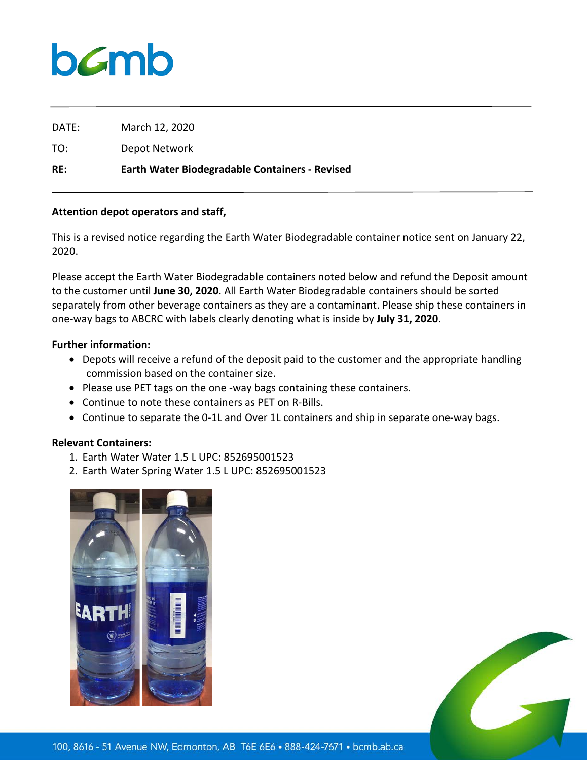| | |
|---|---|
| DATE: | March 12, 2020 |
| TO: | Depot Network |
| **RE:** | **Earth Water Biodegradable Containers - Revised** |

**Attention depot operators and staff,**

This is a revised notice regarding the Earth Water Biodegradable container notice sent on January 22, 2020.

Please accept the Earth Water Biodegradable containers noted below and refund the Deposit amount to the customer until **June 30, 2020**. All Earth Water Biodegradable containers should be sorted separately from other beverage containers as they are a contaminant. Please ship these containers in one-way bags to ABCRC with labels clearly denoting what is inside by **July 31, 2020**.

**Further information:**

- Depots will receive a refund of the deposit paid to the customer and the appropriate handling commission based on the container size.
- Please use PET tags on the one -way bags containing these containers.
- Continue to note these containers as PET on R-Bills.
- Continue to separate the 0-1L and Over 1L containers and ship in separate one-way bags.

**Relevant Containers:**

1. Earth Water Water 1.5 L UPC: 852695001523
2. Earth Water Spring Water 1.5 L UPC: 852695001523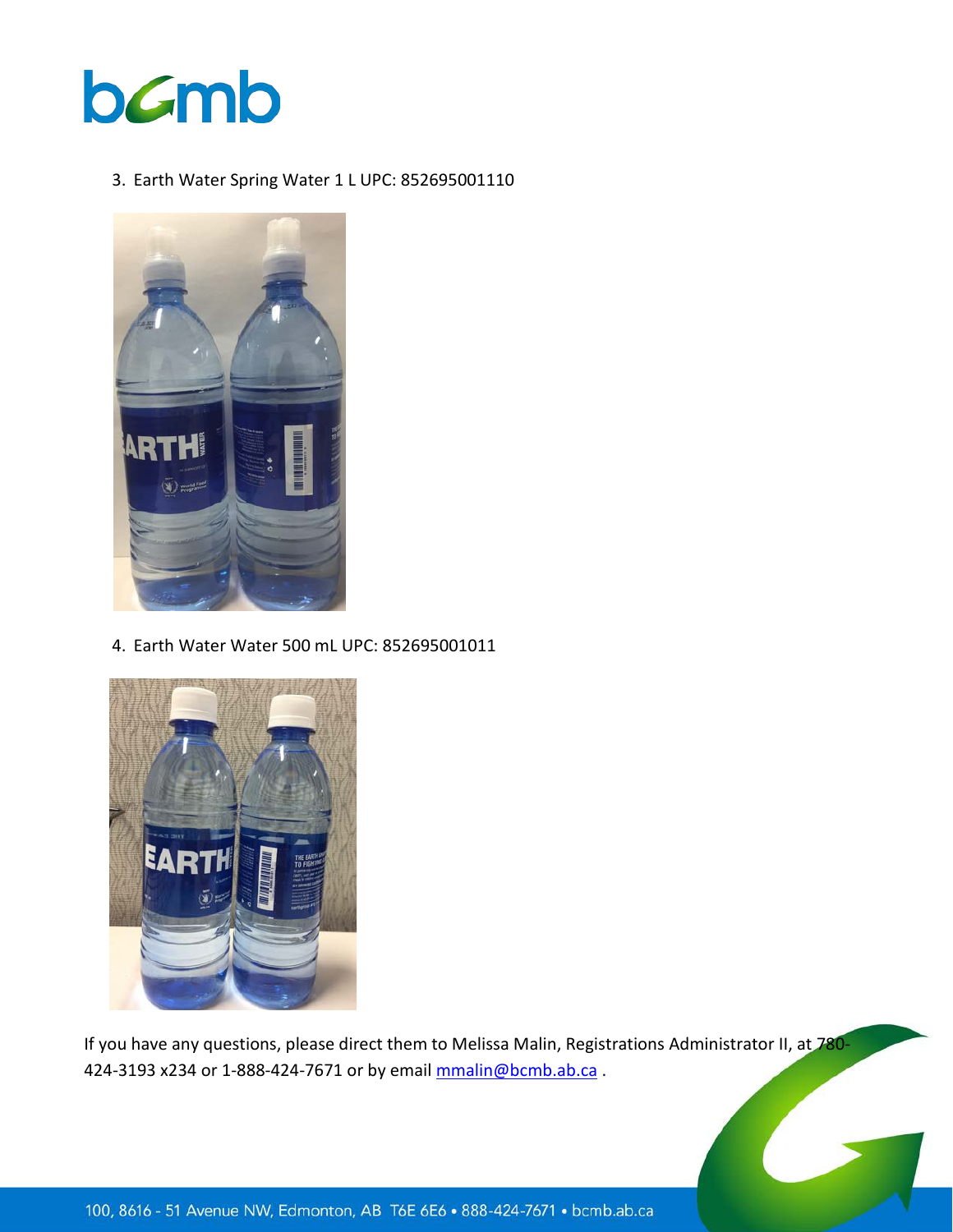3. Earth Water Spring Water 1 L UPC: 852695001110

4. Earth Water Water 500 mL UPC: 852695001011

If you have any questions, please direct them to Melissa Malin, Registrations Administrator II, at 780-424-3193 x234 or 1-888-424-7671 or by email mmalin@bcmb.ab.ca .